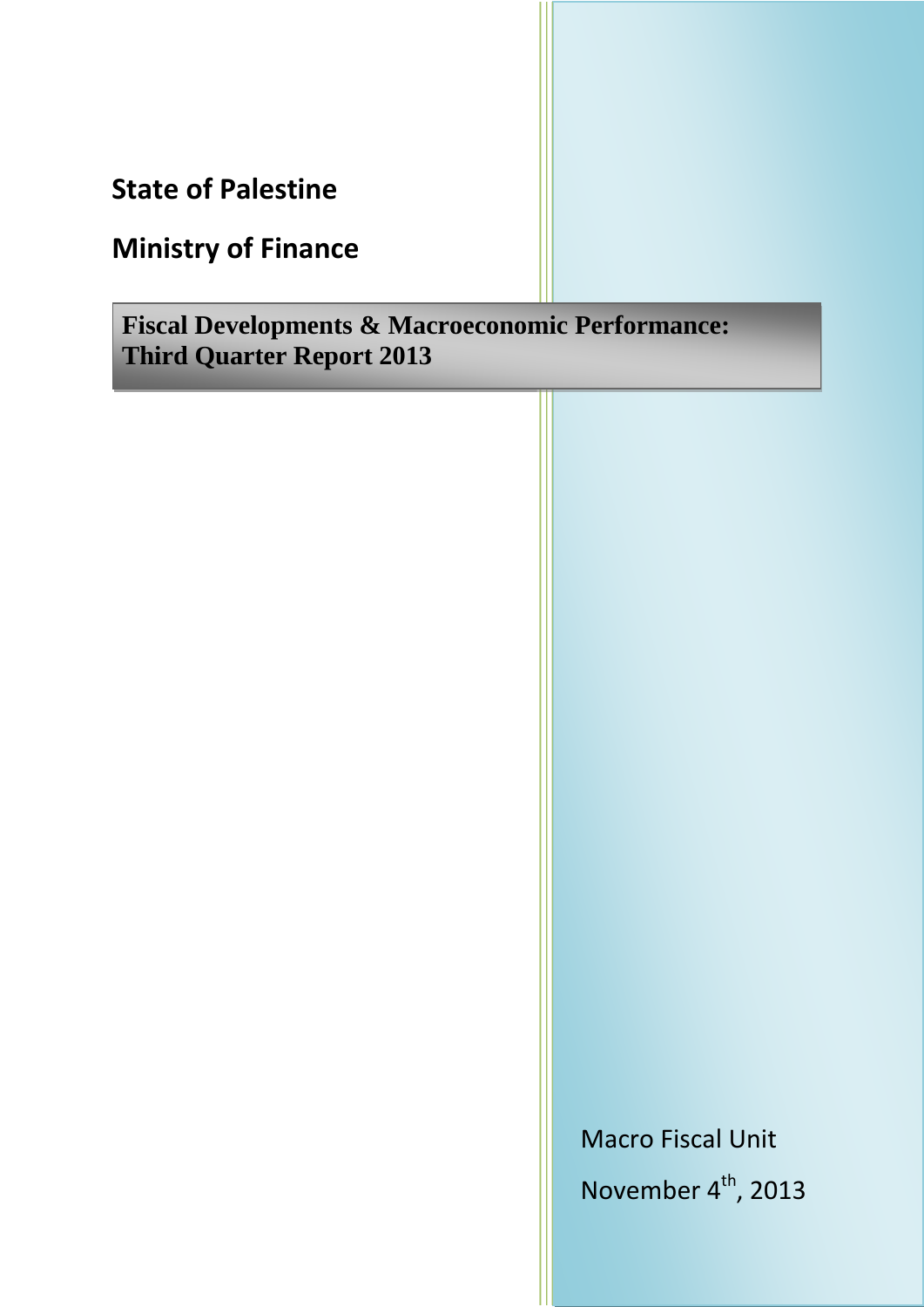**State of Palestine**

**Ministry of Finance**

# Fiscal Developments & Macroeconomic Performance: Third Quarter Report 2013

Macro Fiscal Unit

November 4th, 2013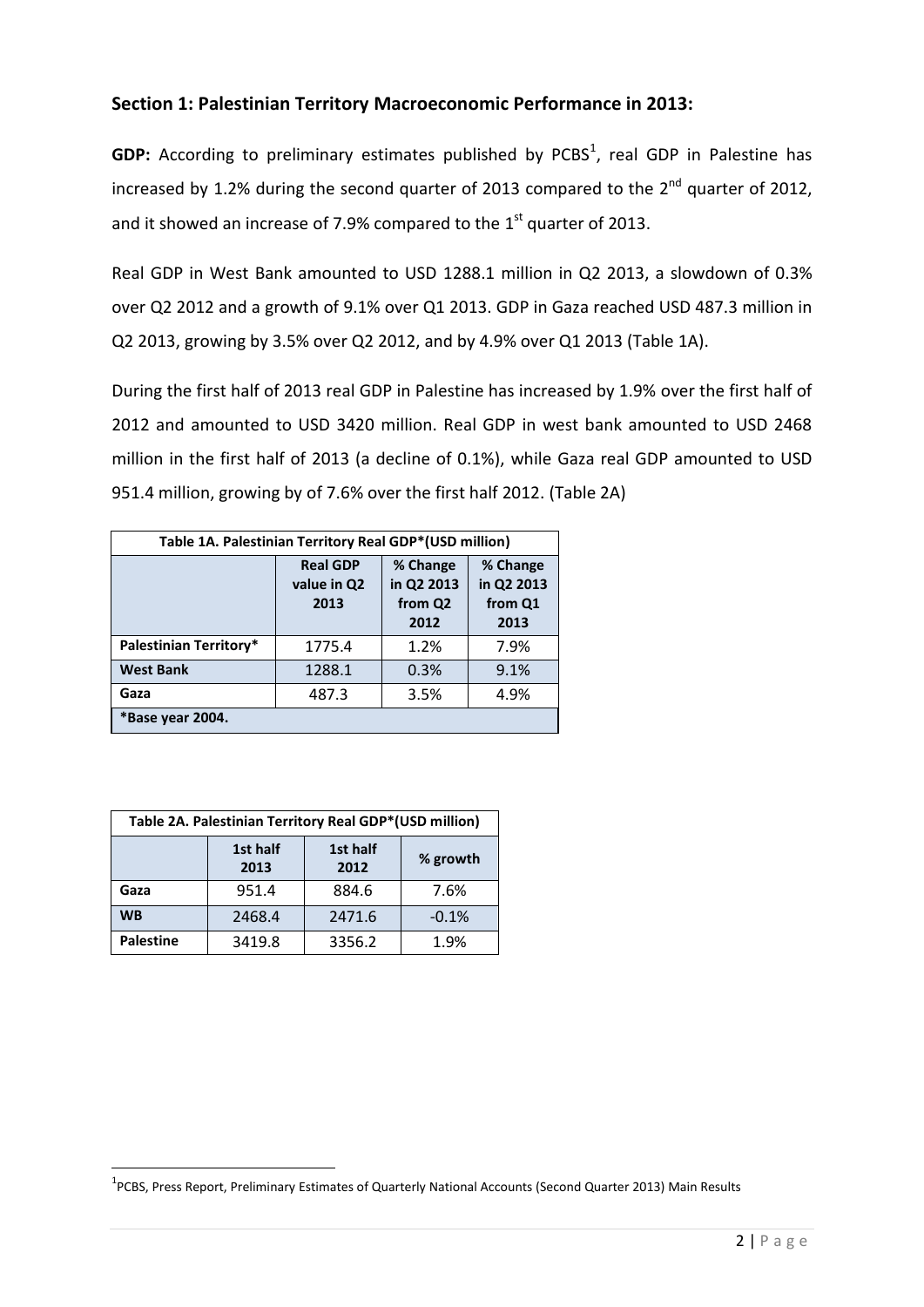## Section 1: Palestinian Territory Macroeconomic Performance in 2013:

**GDP:** According to preliminary estimates published by PCBS[1], real GDP in Palestine has increased by 1.2% during the second quarter of 2013 compared to the 2nd quarter of 2012, and it showed an increase of 7.9% compared to the 1st quarter of 2013.

Real GDP in West Bank amounted to USD 1288.1 million in Q2 2013, a slowdown of 0.3% over Q2 2012 and a growth of 9.1% over Q1 2013. GDP in Gaza reached USD 487.3 million in Q2 2013, growing by 3.5% over Q2 2012, and by 4.9% over Q1 2013 (Table 1A).

During the first half of 2013 real GDP in Palestine has increased by 1.9% over the first half of 2012 and amounted to USD 3420 million. Real GDP in west bank amounted to USD 2468 million in the first half of 2013 (a decline of 0.1%), while Gaza real GDP amounted to USD 951.4 million, growing by of 7.6% over the first half 2012. (Table 2A)

**Table 1A. Palestinian Territory Real GDP*(USD million)**

| | Real GDP value in Q2 2013 | % Change in Q2 2013 from Q2 2012 | % Change in Q2 2013 from Q1 2013 |
|---|---|---|---|
| **Palestinian Territory*** | 1775.4 | 1.2% | 7.9% |
| **West Bank** | 1288.1 | 0.3% | 9.1% |
| **Gaza** | 487.3 | 3.5% | 4.9% |
| ***Base year 2004.** | | | |

**Table 2A. Palestinian Territory Real GDP*(USD million)**

| | 1st half 2013 | 1st half 2012 | % growth |
|---|---|---|---|
| **Gaza** | 951.4 | 884.6 | 7.6% |
| **WB** | 2468.4 | 2471.6 | -0.1% |
| **Palestine** | 3419.8 | 3356.2 | 1.9% |

[1]PCBS, Press Report, Preliminary Estimates of Quarterly National Accounts (Second Quarter 2013) Main Results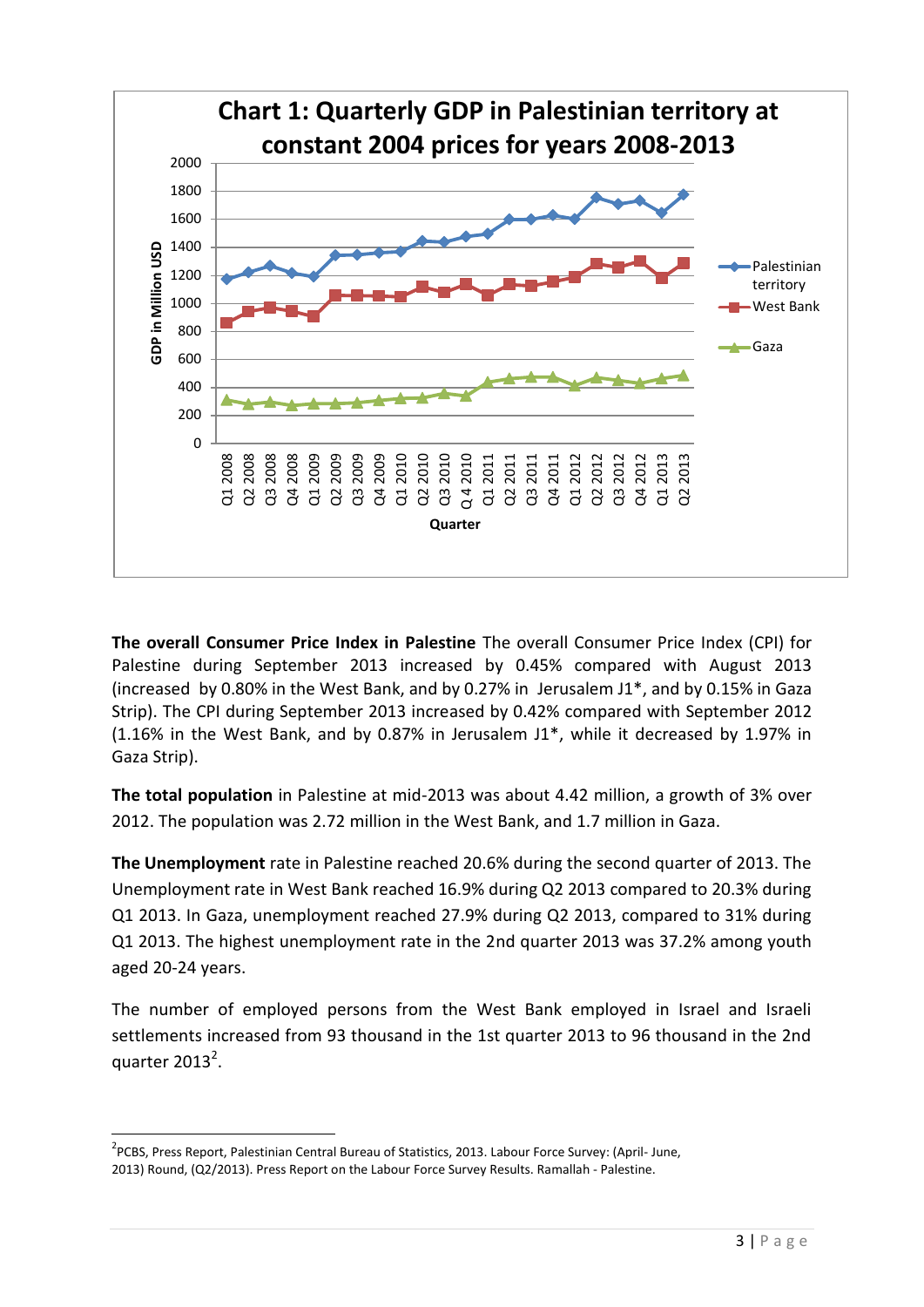**Chart 1: Quarterly GDP in Palestinian territory at constant 2004 prices for years 2008-2013**

**The overall Consumer Price Index in Palestine** The overall Consumer Price Index (CPI) for Palestine during September 2013 increased by 0.45% compared with August 2013 (increased by 0.80% in the West Bank, and by 0.27% in Jerusalem J1*, and by 0.15% in Gaza Strip). The CPI during September 2013 increased by 0.42% compared with September 2012 (1.16% in the West Bank, and by 0.87% in Jerusalem J1*, while it decreased by 1.97% in Gaza Strip).

**The total population** in Palestine at mid-2013 was about 4.42 million, a growth of 3% over 2012. The population was 2.72 million in the West Bank, and 1.7 million in Gaza.

**The Unemployment** rate in Palestine reached 20.6% during the second quarter of 2013. The Unemployment rate in West Bank reached 16.9% during Q2 2013 compared to 20.3% during Q1 2013. In Gaza, unemployment reached 27.9% during Q2 2013, compared to 31% during Q1 2013. The highest unemployment rate in the 2nd quarter 2013 was 37.2% among youth aged 20-24 years.

The number of employed persons from the West Bank employed in Israel and Israeli settlements increased from 93 thousand in the 1st quarter 2013 to 96 thousand in the 2nd quarter 2013[2].

---

[2] PCBS, Press Report, Palestinian Central Bureau of Statistics, 2013. Labour Force Survey: (April- June, 2013) Round, (Q2/2013). Press Report on the Labour Force Survey Results. Ramallah - Palestine.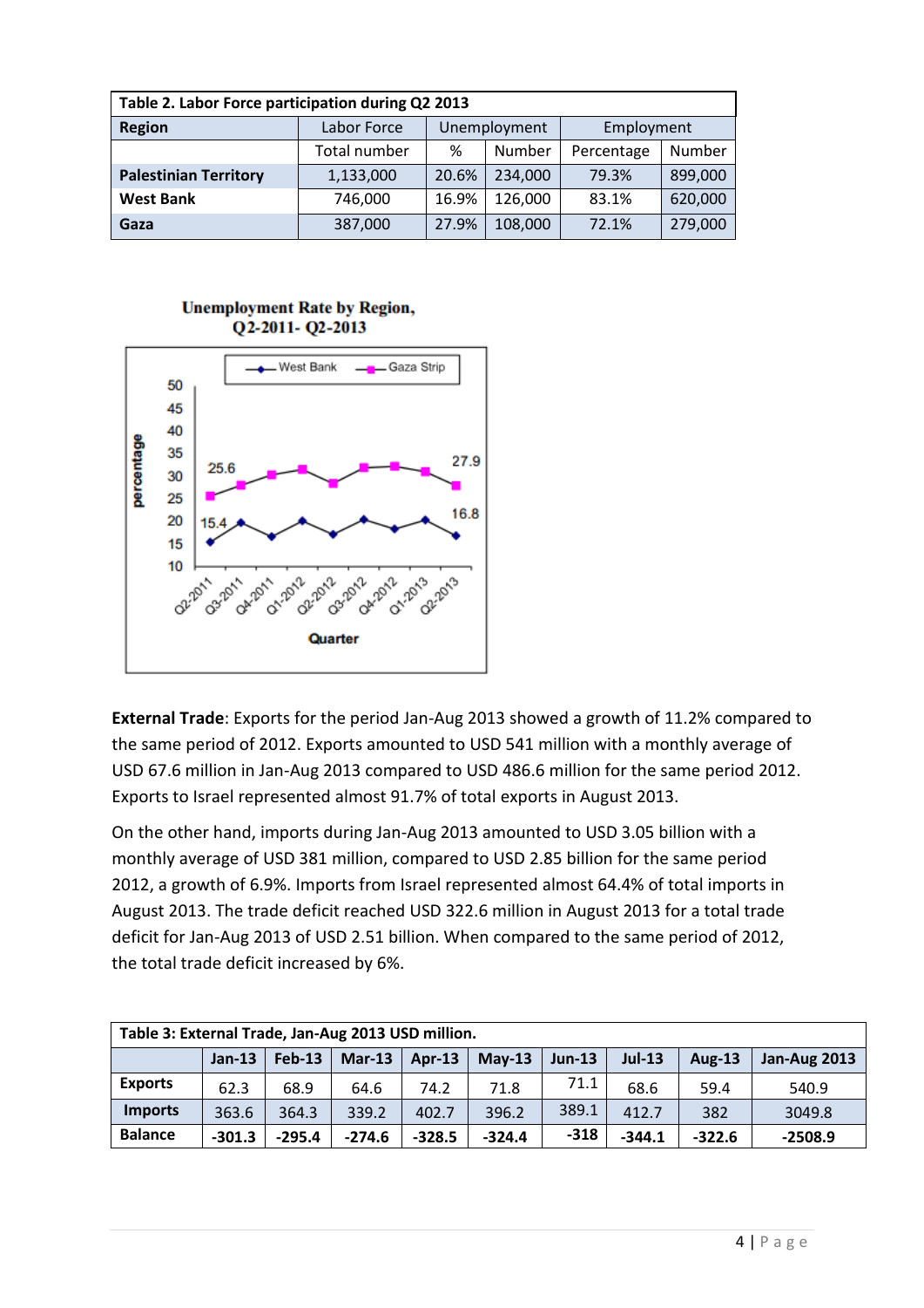| Table 2. Labor Force participation during Q2 2013 | | | | | |
|---|---|---|---|---|---|
| **Region** | Labor Force | Unemployment | | Employment | |
| | Total number | % | Number | Percentage | Number |
| **Palestinian Territory** | 1,133,000 | 20.6% | 234,000 | 79.3% | 899,000 |
| **West Bank** | 746,000 | 16.9% | 126,000 | 83.1% | 620,000 |
| **Gaza** | 387,000 | 27.9% | 108,000 | 72.1% | 279,000 |

**Unemployment Rate by Region, Q2-2011- Q2-2013**

**External Trade**: Exports for the period Jan-Aug 2013 showed a growth of 11.2% compared to the same period of 2012. Exports amounted to USD 541 million with a monthly average of USD 67.6 million in Jan-Aug 2013 compared to USD 486.6 million for the same period 2012. Exports to Israel represented almost 91.7% of total exports in August 2013.

On the other hand, imports during Jan-Aug 2013 amounted to USD 3.05 billion with a monthly average of USD 381 million, compared to USD 2.85 billion for the same period 2012, a growth of 6.9%. Imports from Israel represented almost 64.4% of total imports in August 2013. The trade deficit reached USD 322.6 million in August 2013 for a total trade deficit for Jan-Aug 2013 of USD 2.51 billion. When compared to the same period of 2012, the total trade deficit increased by 6%.

| Table 3: External Trade, Jan-Aug 2013 USD million. | | | | | | | | | |
|---|---|---|---|---|---|---|---|---|---|
| | **Jan-13** | **Feb-13** | **Mar-13** | **Apr-13** | **May-13** | **Jun-13** | **Jul-13** | **Aug-13** | **Jan-Aug 2013** |
| **Exports** | 62.3 | 68.9 | 64.6 | 74.2 | 71.8 | 71.1 | 68.6 | 59.4 | 540.9 |
| **Imports** | 363.6 | 364.3 | 339.2 | 402.7 | 396.2 | 389.1 | 412.7 | 382 | 3049.8 |
| **Balance** | **-301.3** | **-295.4** | **-274.6** | **-328.5** | **-324.4** | **-318** | **-344.1** | **-322.6** | **-2508.9** |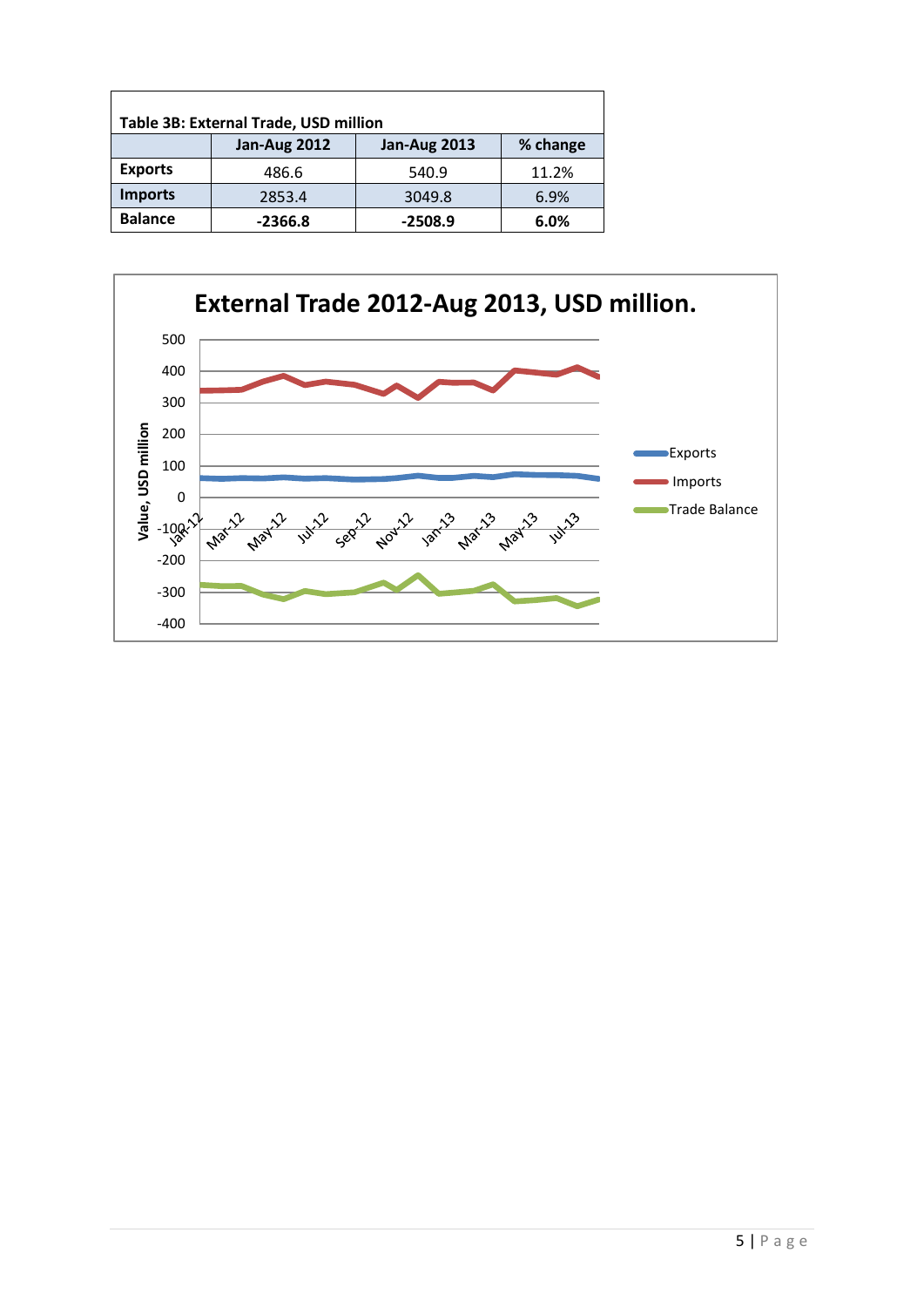**Table 3B: External Trade, USD million**

| | Jan-Aug 2012 | Jan-Aug 2013 | % change |
|---|---|---|---|
| **Exports** | 486.6 | 540.9 | 11.2% |
| **Imports** | 2853.4 | 3049.8 | 6.9% |
| **Balance** | **-2366.8** | **-2508.9** | **6.0%** |

**External Trade 2012-Aug 2013, USD million.**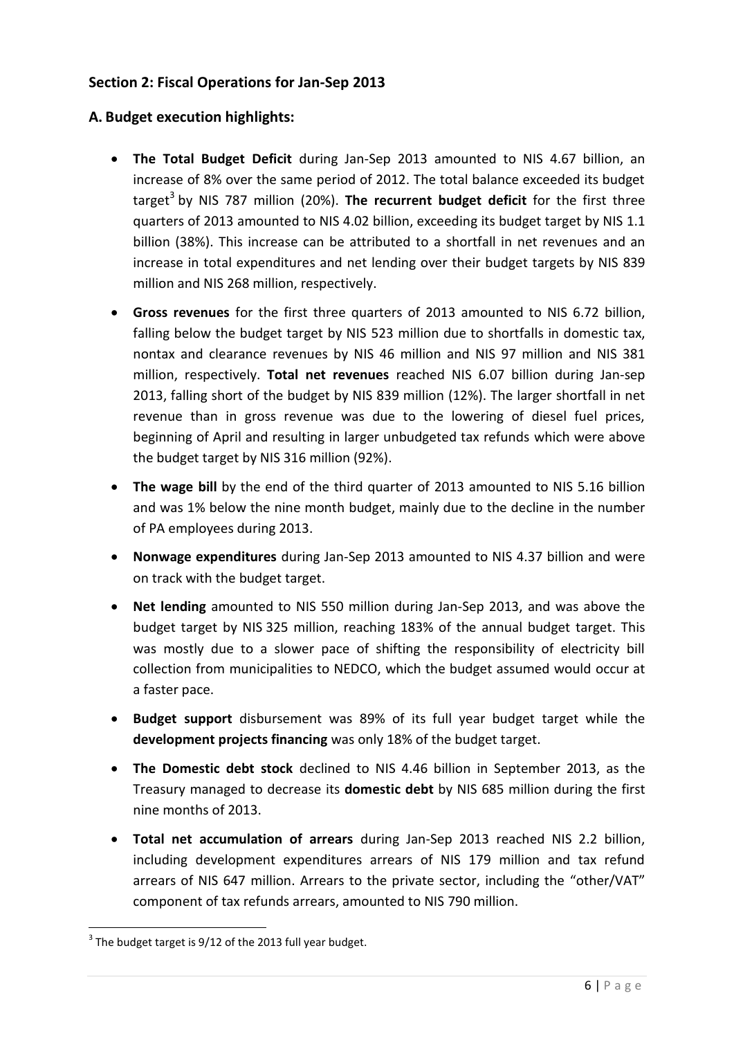## Section 2: Fiscal Operations for Jan-Sep 2013

### A. Budget execution highlights:

- **The Total Budget Deficit** during Jan-Sep 2013 amounted to NIS 4.67 billion, an increase of 8% over the same period of 2012. The total balance exceeded its budget target[3] by NIS 787 million (20%). **The recurrent budget deficit** for the first three quarters of 2013 amounted to NIS 4.02 billion, exceeding its budget target by NIS 1.1 billion (38%). This increase can be attributed to a shortfall in net revenues and an increase in total expenditures and net lending over their budget targets by NIS 839 million and NIS 268 million, respectively.
- **Gross revenues** for the first three quarters of 2013 amounted to NIS 6.72 billion, falling below the budget target by NIS 523 million due to shortfalls in domestic tax, nontax and clearance revenues by NIS 46 million and NIS 97 million and NIS 381 million, respectively. **Total net revenues** reached NIS 6.07 billion during Jan-sep 2013, falling short of the budget by NIS 839 million (12%). The larger shortfall in net revenue than in gross revenue was due to the lowering of diesel fuel prices, beginning of April and resulting in larger unbudgeted tax refunds which were above the budget target by NIS 316 million (92%).
- **The wage bill** by the end of the third quarter of 2013 amounted to NIS 5.16 billion and was 1% below the nine month budget, mainly due to the decline in the number of PA employees during 2013.
- **Nonwage expenditures** during Jan-Sep 2013 amounted to NIS 4.37 billion and were on track with the budget target.
- **Net lending** amounted to NIS 550 million during Jan-Sep 2013, and was above the budget target by NIS 325 million, reaching 183% of the annual budget target. This was mostly due to a slower pace of shifting the responsibility of electricity bill collection from municipalities to NEDCO, which the budget assumed would occur at a faster pace.
- **Budget support** disbursement was 89% of its full year budget target while the **development projects financing** was only 18% of the budget target.
- **The Domestic debt stock** declined to NIS 4.46 billion in September 2013, as the Treasury managed to decrease its **domestic debt** by NIS 685 million during the first nine months of 2013.
- **Total net accumulation of arrears** during Jan-Sep 2013 reached NIS 2.2 billion, including development expenditures arrears of NIS 179 million and tax refund arrears of NIS 647 million. Arrears to the private sector, including the "other/VAT" component of tax refunds arrears, amounted to NIS 790 million.

[3] The budget target is 9/12 of the 2013 full year budget.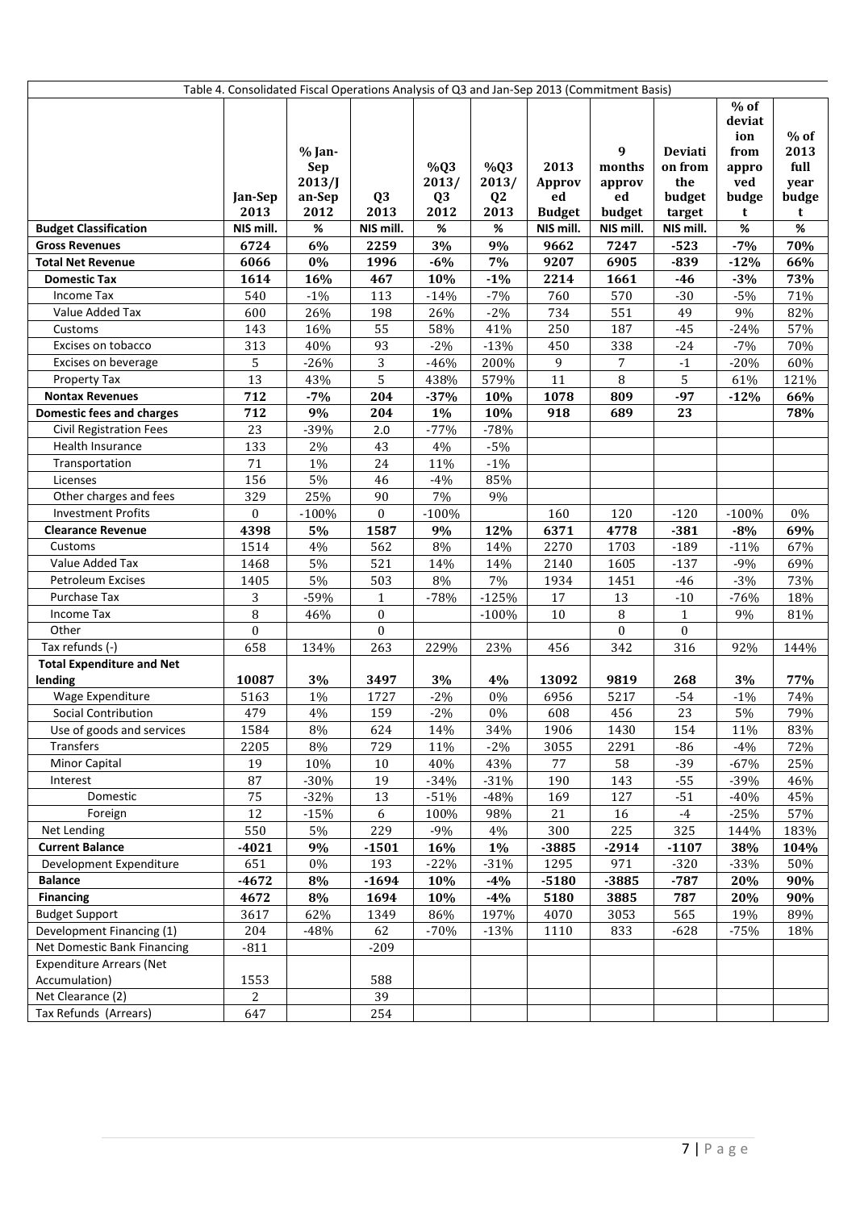Table 4. Consolidated Fiscal Operations Analysis of Q3 and Jan-Sep 2013 (Commitment Basis)

| | Jan-Sep 2013 | % Jan-Sep 2013/Jan-Sep 2012 | Q3 2013 | %Q3 2013/ Q3 2012 | %Q3 2013/ Q2 2013 | 2013 Approved Budget | 9 months approved budget | Deviation from the budget target | % of deviation from approved budget | % of 2013 full year budget |
|---|---|---|---|---|---|---|---|---|---|---|
| **Budget Classification** | **NIS mill.** | **%** | **NIS mill.** | **%** | **%** | **NIS mill.** | **NIS mill.** | **NIS mill.** | **%** | **%** |
| **Gross Revenues** | **6724** | **6%** | **2259** | **3%** | **9%** | **9662** | **7247** | **-523** | **-7%** | **70%** |
| **Total Net Revenue** | **6066** | **0%** | **1996** | **-6%** | **7%** | **9207** | **6905** | **-839** | **-12%** | **66%** |
| **Domestic Tax** | **1614** | **16%** | **467** | **10%** | **-1%** | **2214** | **1661** | **-46** | **-3%** | **73%** |
| Income Tax | 540 | -1% | 113 | -14% | -7% | 760 | 570 | -30 | -5% | 71% |
| Value Added Tax | 600 | 26% | 198 | 26% | -2% | 734 | 551 | 49 | 9% | 82% |
| Customs | 143 | 16% | 55 | 58% | 41% | 250 | 187 | -45 | -24% | 57% |
| Excises on tobacco | 313 | 40% | 93 | -2% | -13% | 450 | 338 | -24 | -7% | 70% |
| Excises on beverage | 5 | -26% | 3 | -46% | 200% | 9 | 7 | -1 | -20% | 60% |
| Property Tax | 13 | 43% | 5 | 438% | 579% | 11 | 8 | 5 | 61% | 121% |
| **Nontax Revenues** | **712** | **-7%** | **204** | **-37%** | **10%** | **1078** | **809** | **-97** | **-12%** | **66%** |
| **Domestic fees and charges** | **712** | **9%** | **204** | **1%** | **10%** | **918** | **689** | **23** | | **78%** |
| Civil Registration Fees | 23 | -39% | 2.0 | -77% | -78% | | | | | |
| Health Insurance | 133 | 2% | 43 | 4% | -5% | | | | | |
| Transportation | 71 | 1% | 24 | 11% | -1% | | | | | |
| Licenses | 156 | 5% | 46 | -4% | 85% | | | | | |
| Other charges and fees | 329 | 25% | 90 | 7% | 9% | | | | | |
| Investment Profits | 0 | -100% | 0 | -100% | | 160 | 120 | -120 | -100% | 0% |
| **Clearance Revenue** | **4398** | **5%** | **1587** | **9%** | **12%** | **6371** | **4778** | **-381** | **-8%** | **69%** |
| Customs | 1514 | 4% | 562 | 8% | 14% | 2270 | 1703 | -189 | -11% | 67% |
| Value Added Tax | 1468 | 5% | 521 | 14% | 14% | 2140 | 1605 | -137 | -9% | 69% |
| Petroleum Excises | 1405 | 5% | 503 | 8% | 7% | 1934 | 1451 | -46 | -3% | 73% |
| Purchase Tax | 3 | -59% | 1 | -78% | -125% | 17 | 13 | -10 | -76% | 18% |
| Income Tax | 8 | 46% | 0 | | -100% | 10 | 8 | 1 | 9% | 81% |
| Other | 0 | | 0 | | | | 0 | 0 | | |
| Tax refunds (-) | 658 | 134% | 263 | 229% | 23% | 456 | 342 | 316 | 92% | 144% |
| **Total Expenditure and Net lending** | **10087** | **3%** | **3497** | **3%** | **4%** | **13092** | **9819** | **268** | **3%** | **77%** |
| Wage Expenditure | 5163 | 1% | 1727 | -2% | 0% | 6956 | 5217 | -54 | -1% | 74% |
| Social Contribution | 479 | 4% | 159 | -2% | 0% | 608 | 456 | 23 | 5% | 79% |
| Use of goods and services | 1584 | 8% | 624 | 14% | 34% | 1906 | 1430 | 154 | 11% | 83% |
| Transfers | 2205 | 8% | 729 | 11% | -2% | 3055 | 2291 | -86 | -4% | 72% |
| Minor Capital | 19 | 10% | 10 | 40% | 43% | 77 | 58 | -39 | -67% | 25% |
| Interest | 87 | -30% | 19 | -34% | -31% | 190 | 143 | -55 | -39% | 46% |
| Domestic | 75 | -32% | 13 | -51% | -48% | 169 | 127 | -51 | -40% | 45% |
| Foreign | 12 | -15% | 6 | 100% | 98% | 21 | 16 | -4 | -25% | 57% |
| Net Lending | 550 | 5% | 229 | -9% | 4% | 300 | 225 | 325 | 144% | 183% |
| **Current Balance** | **-4021** | **9%** | **-1501** | **16%** | **1%** | **-3885** | **-2914** | **-1107** | **38%** | **104%** |
| Development Expenditure | 651 | 0% | 193 | -22% | -31% | 1295 | 971 | -320 | -33% | 50% |
| **Balance** | **-4672** | **8%** | **-1694** | **10%** | **-4%** | **-5180** | **-3885** | **-787** | **20%** | **90%** |
| **Financing** | **4672** | **8%** | **1694** | **10%** | **-4%** | **5180** | **3885** | **787** | **20%** | **90%** |
| Budget Support | 3617 | 62% | 1349 | 86% | 197% | 4070 | 3053 | 565 | 19% | 89% |
| Development Financing (1) | 204 | -48% | 62 | -70% | -13% | 1110 | 833 | -628 | -75% | 18% |
| Net Domestic Bank Financing | -811 | | -209 | | | | | | | |
| Expenditure Arrears (Net Accumulation) | 1553 | | 588 | | | | | | | |
| Net Clearance (2) | 2 | | 39 | | | | | | | |
| Tax Refunds (Arrears) | 647 | | 254 | | | | | | | |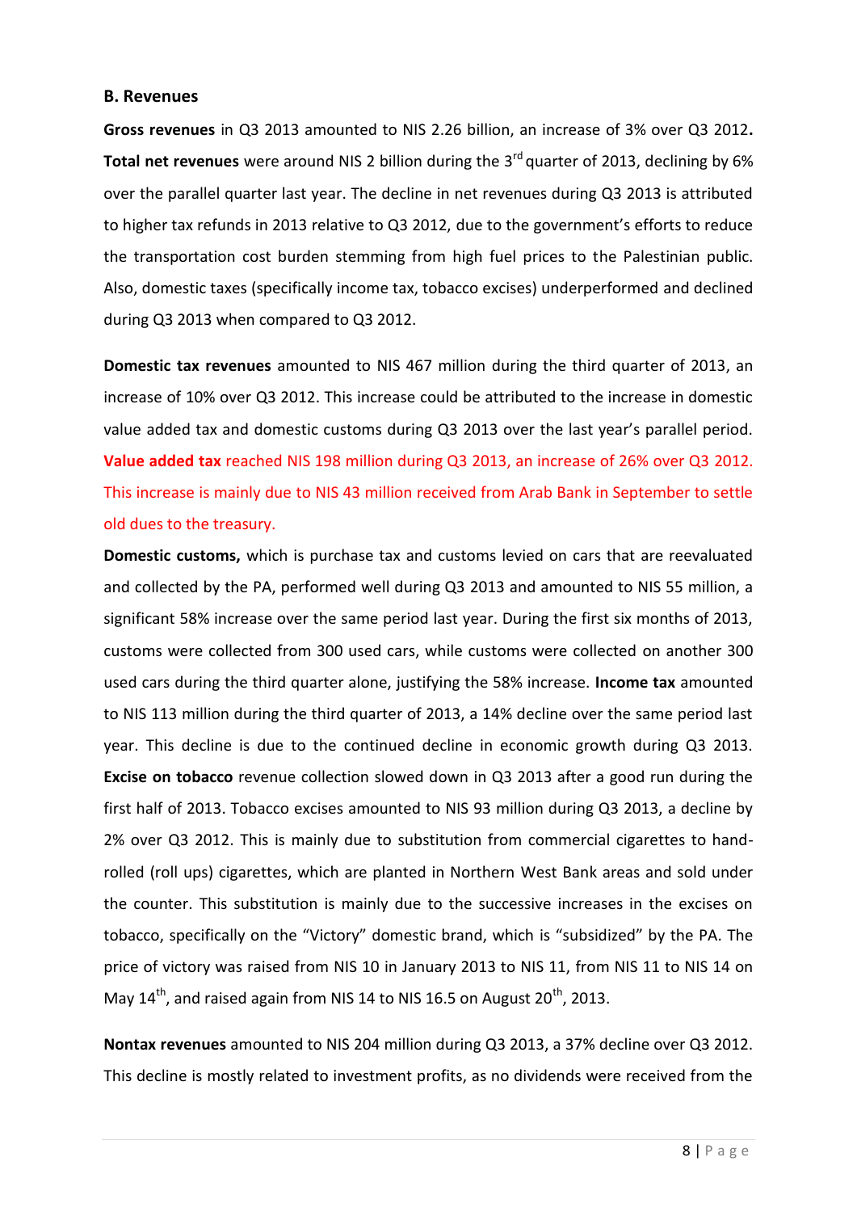### B. Revenues

**Gross revenues** in Q3 2013 amounted to NIS 2.26 billion, an increase of 3% over Q3 2012**.** **Total net revenues** were around NIS 2 billion during the 3rd quarter of 2013, declining by 6% over the parallel quarter last year. The decline in net revenues during Q3 2013 is attributed to higher tax refunds in 2013 relative to Q3 2012, due to the government's efforts to reduce the transportation cost burden stemming from high fuel prices to the Palestinian public. Also, domestic taxes (specifically income tax, tobacco excises) underperformed and declined during Q3 2013 when compared to Q3 2012.

**Domestic tax revenues** amounted to NIS 467 million during the third quarter of 2013, an increase of 10% over Q3 2012. This increase could be attributed to the increase in domestic value added tax and domestic customs during Q3 2013 over the last year's parallel period. **Value added tax** reached NIS 198 million during Q3 2013, an increase of 26% over Q3 2012. This increase is mainly due to NIS 43 million received from Arab Bank in September to settle old dues to the treasury.

**Domestic customs,** which is purchase tax and customs levied on cars that are reevaluated and collected by the PA, performed well during Q3 2013 and amounted to NIS 55 million, a significant 58% increase over the same period last year. During the first six months of 2013, customs were collected from 300 used cars, while customs were collected on another 300 used cars during the third quarter alone, justifying the 58% increase. **Income tax** amounted to NIS 113 million during the third quarter of 2013, a 14% decline over the same period last year. This decline is due to the continued decline in economic growth during Q3 2013. **Excise on tobacco** revenue collection slowed down in Q3 2013 after a good run during the first half of 2013. Tobacco excises amounted to NIS 93 million during Q3 2013, a decline by 2% over Q3 2012. This is mainly due to substitution from commercial cigarettes to hand-rolled (roll ups) cigarettes, which are planted in Northern West Bank areas and sold under the counter. This substitution is mainly due to the successive increases in the excises on tobacco, specifically on the "Victory" domestic brand, which is "subsidized" by the PA. The price of victory was raised from NIS 10 in January 2013 to NIS 11, from NIS 11 to NIS 14 on May 14th, and raised again from NIS 14 to NIS 16.5 on August 20th, 2013.

**Nontax revenues** amounted to NIS 204 million during Q3 2013, a 37% decline over Q3 2012. This decline is mostly related to investment profits, as no dividends were received from the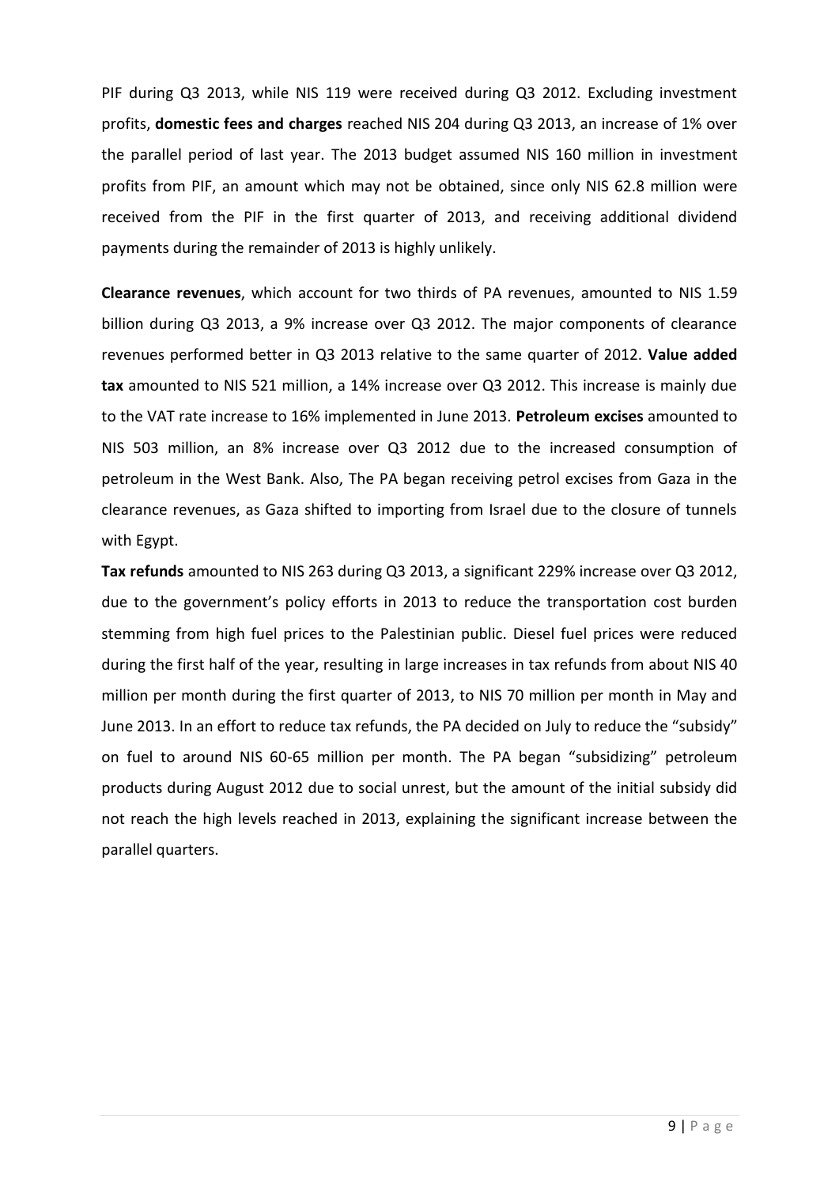PIF during Q3 2013, while NIS 119 were received during Q3 2012. Excluding investment profits, **domestic fees and charges** reached NIS 204 during Q3 2013, an increase of 1% over the parallel period of last year. The 2013 budget assumed NIS 160 million in investment profits from PIF, an amount which may not be obtained, since only NIS 62.8 million were received from the PIF in the first quarter of 2013, and receiving additional dividend payments during the remainder of 2013 is highly unlikely.

**Clearance revenues**, which account for two thirds of PA revenues, amounted to NIS 1.59 billion during Q3 2013, a 9% increase over Q3 2012. The major components of clearance revenues performed better in Q3 2013 relative to the same quarter of 2012. **Value added tax** amounted to NIS 521 million, a 14% increase over Q3 2012. This increase is mainly due to the VAT rate increase to 16% implemented in June 2013. **Petroleum excises** amounted to NIS 503 million, an 8% increase over Q3 2012 due to the increased consumption of petroleum in the West Bank. Also, The PA began receiving petrol excises from Gaza in the clearance revenues, as Gaza shifted to importing from Israel due to the closure of tunnels with Egypt.

**Tax refunds** amounted to NIS 263 during Q3 2013, a significant 229% increase over Q3 2012, due to the government's policy efforts in 2013 to reduce the transportation cost burden stemming from high fuel prices to the Palestinian public. Diesel fuel prices were reduced during the first half of the year, resulting in large increases in tax refunds from about NIS 40 million per month during the first quarter of 2013, to NIS 70 million per month in May and June 2013. In an effort to reduce tax refunds, the PA decided on July to reduce the "subsidy" on fuel to around NIS 60-65 million per month. The PA began "subsidizing" petroleum products during August 2012 due to social unrest, but the amount of the initial subsidy did not reach the high levels reached in 2013, explaining the significant increase between the parallel quarters.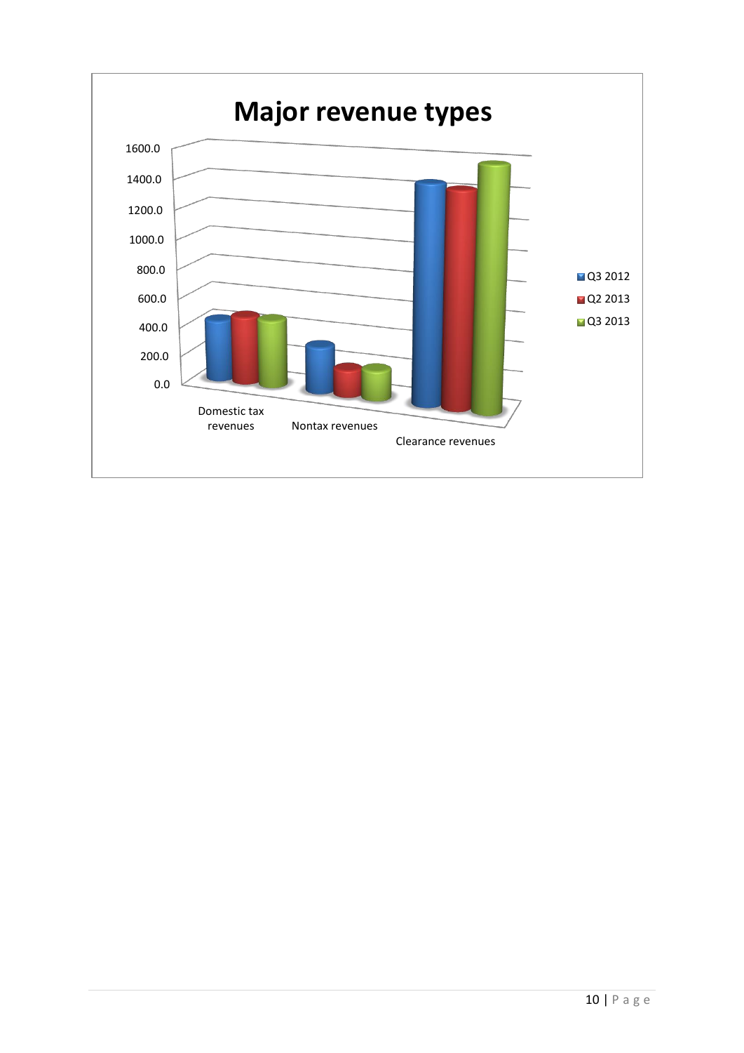**Major revenue types**

1600.0
1400.0
1200.0
1000.0
800.0
600.0
400.0
200.0
0.0

Domestic tax revenues
Nontax revenues
Clearance revenues

Q3 2012
Q2 2013
Q3 2013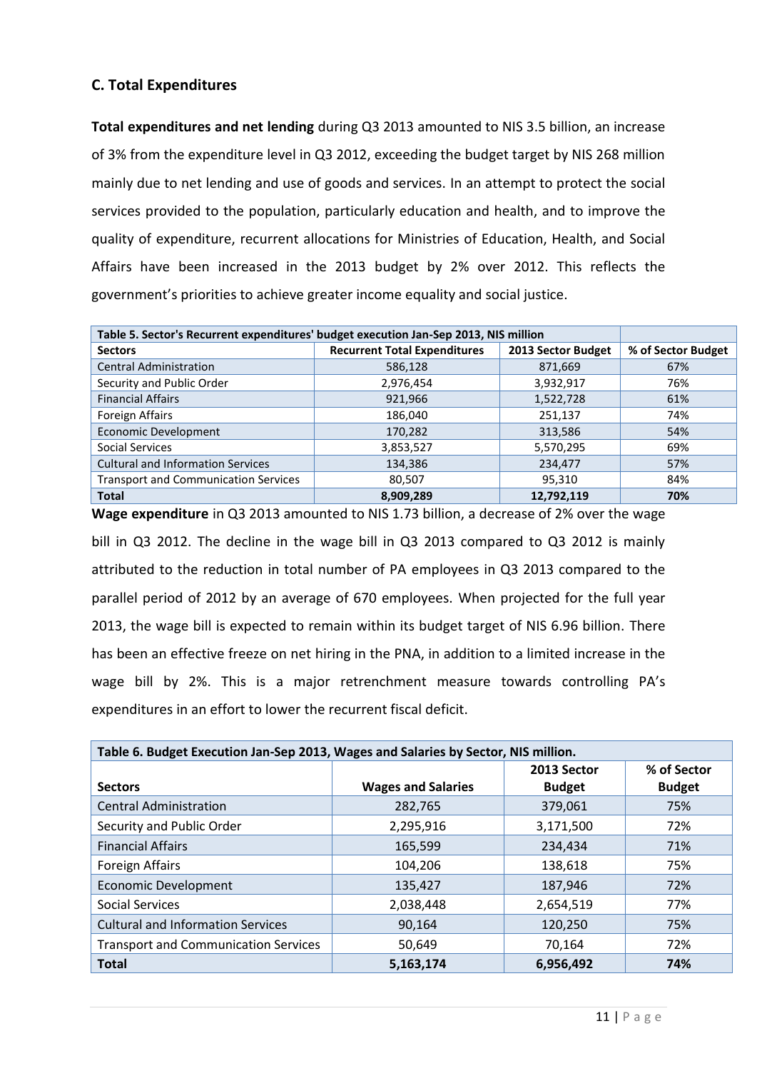### C. Total Expenditures

**Total expenditures and net lending** during Q3 2013 amounted to NIS 3.5 billion, an increase of 3% from the expenditure level in Q3 2012, exceeding the budget target by NIS 268 million mainly due to net lending and use of goods and services. In an attempt to protect the social services provided to the population, particularly education and health, and to improve the quality of expenditure, recurrent allocations for Ministries of Education, Health, and Social Affairs have been increased in the 2013 budget by 2% over 2012. This reflects the government's priorities to achieve greater income equality and social justice.

| Table 5. Sector's Recurrent expenditures' budget execution Jan-Sep 2013, NIS million | | | |
|---|---|---|---|
| **Sectors** | **Recurrent Total Expenditures** | **2013 Sector Budget** | **% of Sector Budget** |
| Central Administration | 586,128 | 871,669 | 67% |
| Security and Public Order | 2,976,454 | 3,932,917 | 76% |
| Financial Affairs | 921,966 | 1,522,728 | 61% |
| Foreign Affairs | 186,040 | 251,137 | 74% |
| Economic Development | 170,282 | 313,586 | 54% |
| Social Services | 3,853,527 | 5,570,295 | 69% |
| Cultural and Information Services | 134,386 | 234,477 | 57% |
| Transport and Communication Services | 80,507 | 95,310 | 84% |
| **Total** | **8,909,289** | **12,792,119** | **70%** |

**Wage expenditure** in Q3 2013 amounted to NIS 1.73 billion, a decrease of 2% over the wage bill in Q3 2012. The decline in the wage bill in Q3 2013 compared to Q3 2012 is mainly attributed to the reduction in total number of PA employees in Q3 2013 compared to the parallel period of 2012 by an average of 670 employees. When projected for the full year 2013, the wage bill is expected to remain within its budget target of NIS 6.96 billion. There has been an effective freeze on net hiring in the PNA, in addition to a limited increase in the wage bill by 2%. This is a major retrenchment measure towards controlling PA's expenditures in an effort to lower the recurrent fiscal deficit.

| Table 6. Budget Execution Jan-Sep 2013, Wages and Salaries by Sector, NIS million. | | | |
|---|---|---|---|
| **Sectors** | **Wages and Salaries** | **2013 Sector Budget** | **% of Sector Budget** |
| Central Administration | 282,765 | 379,061 | 75% |
| Security and Public Order | 2,295,916 | 3,171,500 | 72% |
| Financial Affairs | 165,599 | 234,434 | 71% |
| Foreign Affairs | 104,206 | 138,618 | 75% |
| Economic Development | 135,427 | 187,946 | 72% |
| Social Services | 2,038,448 | 2,654,519 | 77% |
| Cultural and Information Services | 90,164 | 120,250 | 75% |
| Transport and Communication Services | 50,649 | 70,164 | 72% |
| **Total** | **5,163,174** | **6,956,492** | **74%** |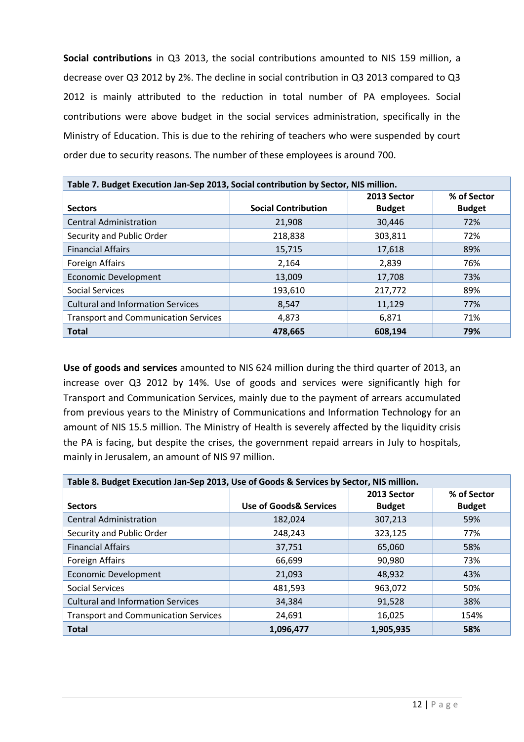**Social contributions** in Q3 2013, the social contributions amounted to NIS 159 million, a decrease over Q3 2012 by 2%. The decline in social contribution in Q3 2013 compared to Q3 2012 is mainly attributed to the reduction in total number of PA employees. Social contributions were above budget in the social services administration, specifically in the Ministry of Education. This is due to the rehiring of teachers who were suspended by court order due to security reasons. The number of these employees is around 700.

| Table 7. Budget Execution Jan-Sep 2013, Social contribution by Sector, NIS million. | | | |
|---|---|---|---|
| **Sectors** | **Social Contribution** | **2013 Sector Budget** | **% of Sector Budget** |
| Central Administration | 21,908 | 30,446 | 72% |
| Security and Public Order | 218,838 | 303,811 | 72% |
| Financial Affairs | 15,715 | 17,618 | 89% |
| Foreign Affairs | 2,164 | 2,839 | 76% |
| Economic Development | 13,009 | 17,708 | 73% |
| Social Services | 193,610 | 217,772 | 89% |
| Cultural and Information Services | 8,547 | 11,129 | 77% |
| Transport and Communication Services | 4,873 | 6,871 | 71% |
| **Total** | **478,665** | **608,194** | **79%** |

**Use of goods and services** amounted to NIS 624 million during the third quarter of 2013, an increase over Q3 2012 by 14%. Use of goods and services were significantly high for Transport and Communication Services, mainly due to the payment of arrears accumulated from previous years to the Ministry of Communications and Information Technology for an amount of NIS 15.5 million. The Ministry of Health is severely affected by the liquidity crisis the PA is facing, but despite the crises, the government repaid arrears in July to hospitals, mainly in Jerusalem, an amount of NIS 97 million.

| Table 8. Budget Execution Jan-Sep 2013, Use of Goods & Services by Sector, NIS million. | | | |
|---|---|---|---|
| **Sectors** | **Use of Goods& Services** | **2013 Sector Budget** | **% of Sector Budget** |
| Central Administration | 182,024 | 307,213 | 59% |
| Security and Public Order | 248,243 | 323,125 | 77% |
| Financial Affairs | 37,751 | 65,060 | 58% |
| Foreign Affairs | 66,699 | 90,980 | 73% |
| Economic Development | 21,093 | 48,932 | 43% |
| Social Services | 481,593 | 963,072 | 50% |
| Cultural and Information Services | 34,384 | 91,528 | 38% |
| Transport and Communication Services | 24,691 | 16,025 | 154% |
| **Total** | **1,096,477** | **1,905,935** | **58%** |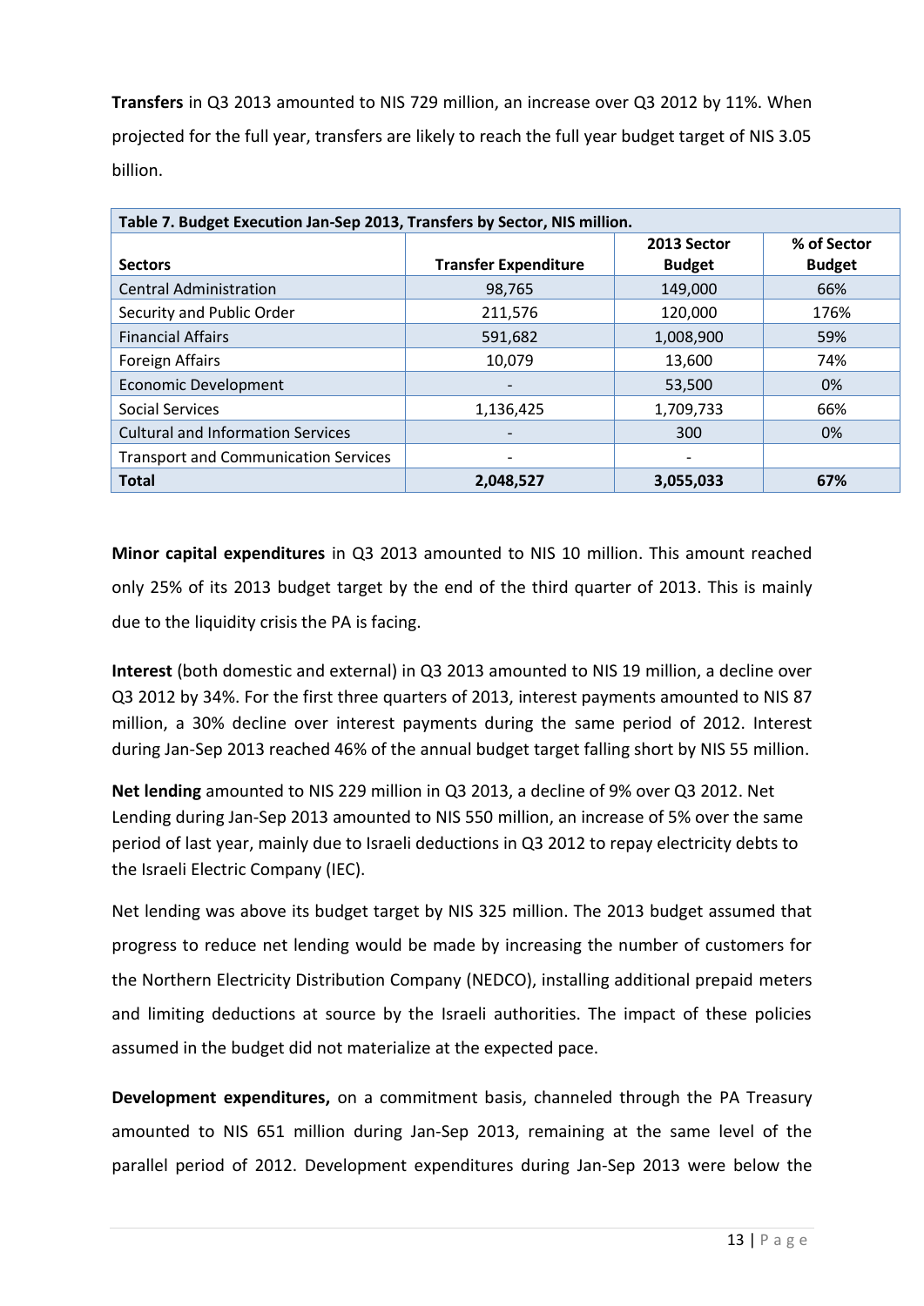**Transfers** in Q3 2013 amounted to NIS 729 million, an increase over Q3 2012 by 11%. When projected for the full year, transfers are likely to reach the full year budget target of NIS 3.05 billion.

| Table 7. Budget Execution Jan-Sep 2013, Transfers by Sector, NIS million. | | | |
|---|---|---|---|
| **Sectors** | **Transfer Expenditure** | **2013 Sector Budget** | **% of Sector Budget** |
| Central Administration | 98,765 | 149,000 | 66% |
| Security and Public Order | 211,576 | 120,000 | 176% |
| Financial Affairs | 591,682 | 1,008,900 | 59% |
| Foreign Affairs | 10,079 | 13,600 | 74% |
| Economic Development | - | 53,500 | 0% |
| Social Services | 1,136,425 | 1,709,733 | 66% |
| Cultural and Information Services | - | 300 | 0% |
| Transport and Communication Services | - | - | |
| **Total** | **2,048,527** | **3,055,033** | **67%** |

**Minor capital expenditures** in Q3 2013 amounted to NIS 10 million. This amount reached only 25% of its 2013 budget target by the end of the third quarter of 2013. This is mainly due to the liquidity crisis the PA is facing.

**Interest** (both domestic and external) in Q3 2013 amounted to NIS 19 million, a decline over Q3 2012 by 34%. For the first three quarters of 2013, interest payments amounted to NIS 87 million, a 30% decline over interest payments during the same period of 2012. Interest during Jan-Sep 2013 reached 46% of the annual budget target falling short by NIS 55 million.

**Net lending** amounted to NIS 229 million in Q3 2013, a decline of 9% over Q3 2012. Net Lending during Jan-Sep 2013 amounted to NIS 550 million, an increase of 5% over the same period of last year, mainly due to Israeli deductions in Q3 2012 to repay electricity debts to the Israeli Electric Company (IEC).

Net lending was above its budget target by NIS 325 million. The 2013 budget assumed that progress to reduce net lending would be made by increasing the number of customers for the Northern Electricity Distribution Company (NEDCO), installing additional prepaid meters and limiting deductions at source by the Israeli authorities. The impact of these policies assumed in the budget did not materialize at the expected pace.

**Development expenditures,** on a commitment basis, channeled through the PA Treasury amounted to NIS 651 million during Jan-Sep 2013, remaining at the same level of the parallel period of 2012. Development expenditures during Jan-Sep 2013 were below the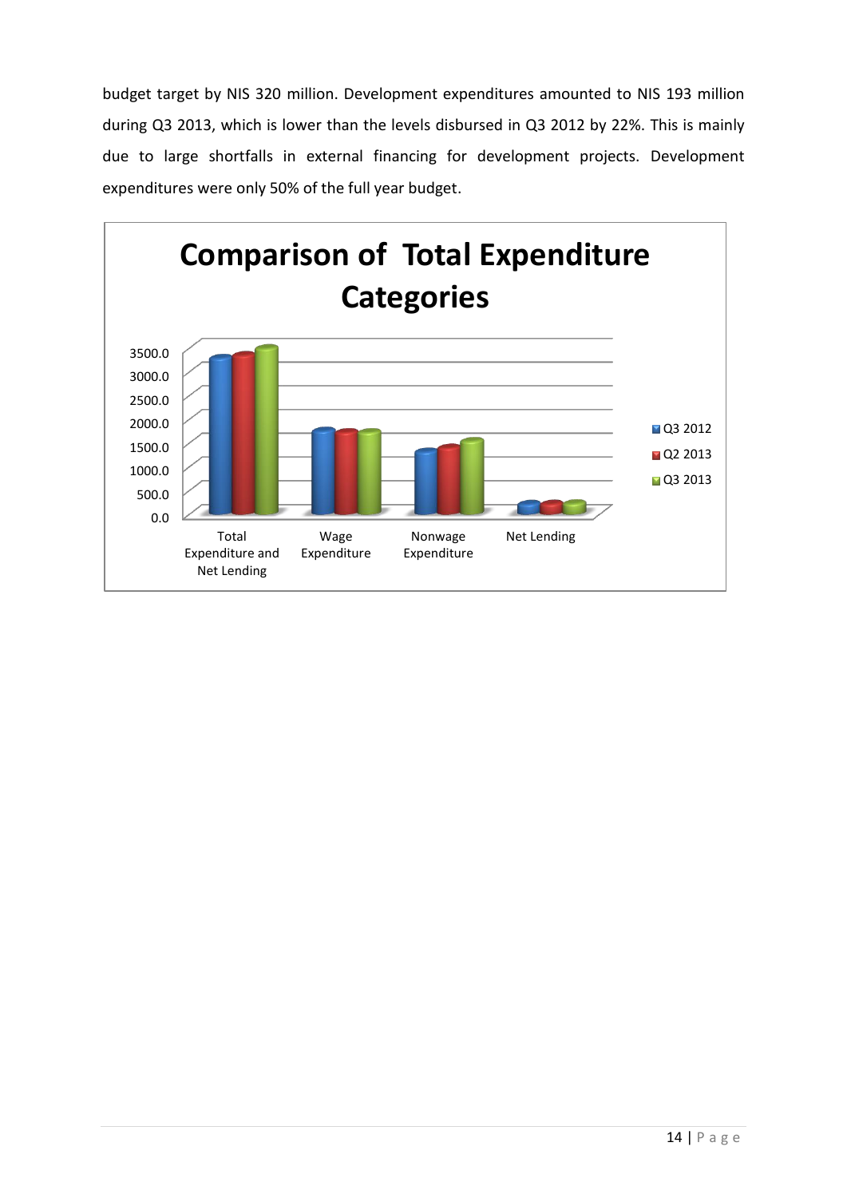budget target by NIS 320 million. Development expenditures amounted to NIS 193 million during Q3 2013, which is lower than the levels disbursed in Q3 2012 by 22%. This is mainly due to large shortfalls in external financing for development projects. Development expenditures were only 50% of the full year budget.

**Comparison of Total Expenditure Categories**

3500.0
3000.0
2500.0
2000.0
1500.0
1000.0
500.0
0.0

Total Expenditure and Net Lending | Wage Expenditure | Nonwage Expenditure | Net Lending

Q3 2012 | Q2 2013 | Q3 2013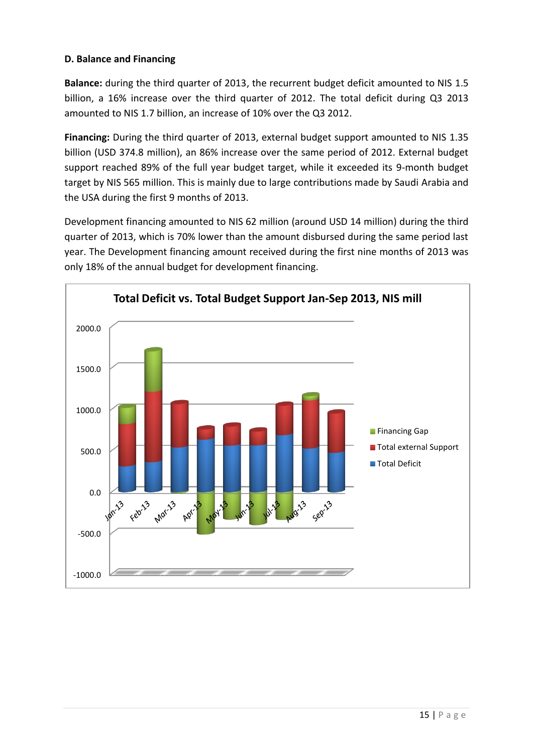**D. Balance and Financing**

**Balance:** during the third quarter of 2013, the recurrent budget deficit amounted to NIS 1.5 billion, a 16% increase over the third quarter of 2012. The total deficit during Q3 2013 amounted to NIS 1.7 billion, an increase of 10% over the Q3 2012.

**Financing:** During the third quarter of 2013, external budget support amounted to NIS 1.35 billion (USD 374.8 million), an 86% increase over the same period of 2012. External budget support reached 89% of the full year budget target, while it exceeded its 9-month budget target by NIS 565 million. This is mainly due to large contributions made by Saudi Arabia and the USA during the first 9 months of 2013.

Development financing amounted to NIS 62 million (around USD 14 million) during the third quarter of 2013, which is 70% lower than the amount disbursed during the same period last year. The Development financing amount received during the first nine months of 2013 was only 18% of the annual budget for development financing.

**Total Deficit vs. Total Budget Support Jan-Sep 2013, NIS mill**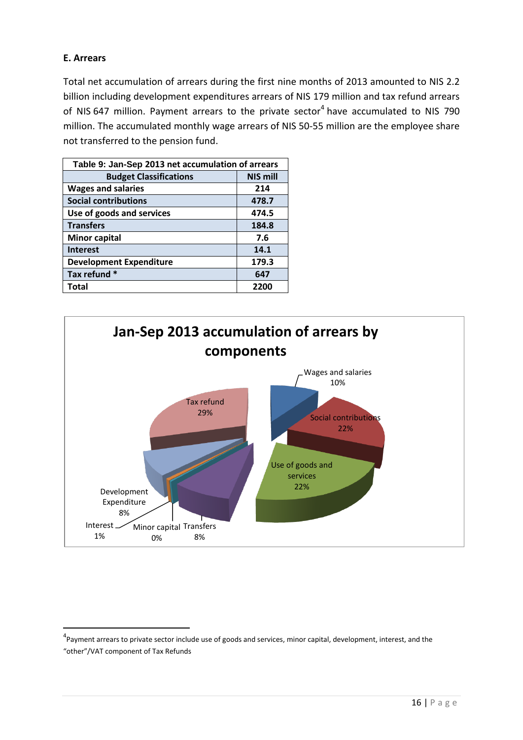### E. Arrears

Total net accumulation of arrears during the first nine months of 2013 amounted to NIS 2.2 billion including development expenditures arrears of NIS 179 million and tax refund arrears of NIS 647 million. Payment arrears to the private sector[4] have accumulated to NIS 790 million. The accumulated monthly wage arrears of NIS 50-55 million are the employee share not transferred to the pension fund.

**Table 9: Jan-Sep 2013 net accumulation of arrears**

| Budget Classifications | NIS mill |
|---|---|
| Wages and salaries | 214 |
| Social contributions | 478.7 |
| Use of goods and services | 474.5 |
| Transfers | 184.8 |
| Minor capital | 7.6 |
| Interest | 14.1 |
| Development Expenditure | 179.3 |
| Tax refund * | 647 |
| Total | 2200 |

Jan-Sep 2013 accumulation of arrears by components

Wages and salaries 10%
Social contributions 22%
Use of goods and services 22%
Transfers 8%
Minor capital 0%
Interest 1%
Development Expenditure 8%
Tax refund 29%

[4] Payment arrears to private sector include use of goods and services, minor capital, development, interest, and the "other"/VAT component of Tax Refunds